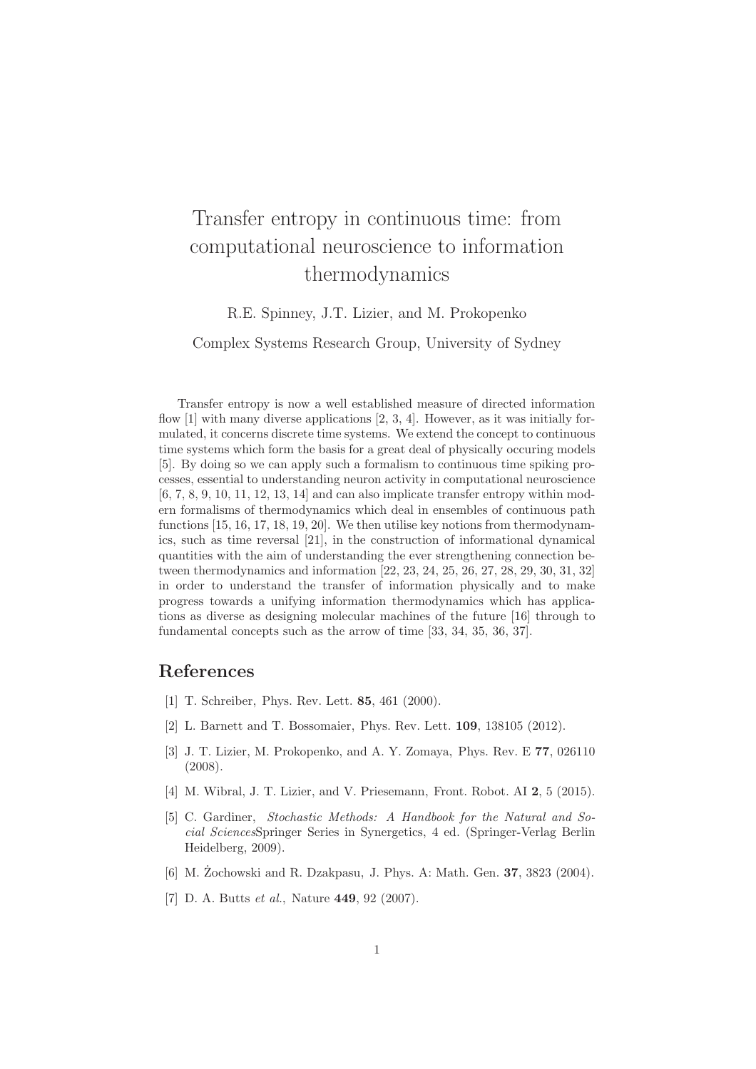# Transfer entropy in continuous time: from computational neuroscience to information thermodynamics

R.E. Spinney, J.T. Lizier, and M. Prokopenko

Complex Systems Research Group, University of Sydney

Transfer entropy is now a well established measure of directed information flow [1] with many diverse applications [2, 3, 4]. However, as it was initially formulated, it concerns discrete time systems. We extend the concept to continuous time systems which form the basis for a great deal of physically occuring models [5]. By doing so we can apply such a formalism to continuous time spiking processes, essential to understanding neuron activity in computational neuroscience [6, 7, 8, 9, 10, 11, 12, 13, 14] and can also implicate transfer entropy within modern formalisms of thermodynamics which deal in ensembles of continuous path functions [15, 16, 17, 18, 19, 20]. We then utilise key notions from thermodynamics, such as time reversal [21], in the construction of informational dynamical quantities with the aim of understanding the ever strengthening connection between thermodynamics and information [22, 23, 24, 25, 26, 27, 28, 29, 30, 31, 32] in order to understand the transfer of information physically and to make progress towards a unifying information thermodynamics which has applications as diverse as designing molecular machines of the future [16] through to fundamental concepts such as the arrow of time [33, 34, 35, 36, 37].

## References

[1] T. Schreiber, Phys. Rev. Lett. **85**, 461 (2000).

[2] L. Barnett and T. Bossomaier, Phys. Rev. Lett. **109**, 138105 (2012).

[3] J. T. Lizier, M. Prokopenko, and A. Y. Zomaya, Phys. Rev. E **77**, 026110 (2008).

[4] M. Wibral, J. T. Lizier, and V. Priesemann, Front. Robot. AI **2**, 5 (2015).

[5] C. Gardiner, *Stochastic Methods: A Handbook for the Natural and Social Sciences*Springer Series in Synergetics, 4 ed. (Springer-Verlag Berlin Heidelberg, 2009).

[6] M. Żochowski and R. Dzakpasu, J. Phys. A: Math. Gen. **37**, 3823 (2004).

[7] D. A. Butts *et al.*, Nature **449**, 92 (2007).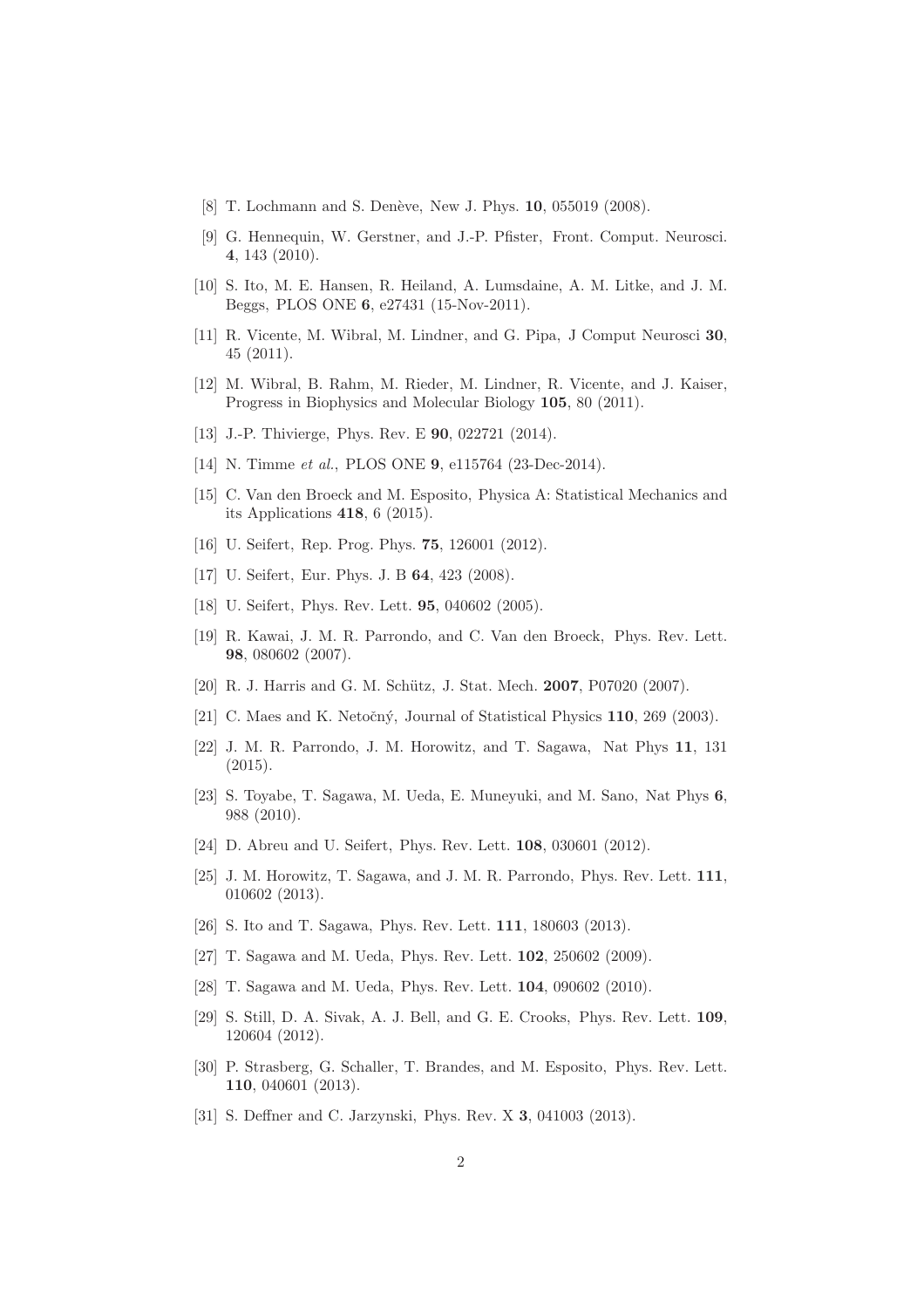[8] T. Lochmann and S. Denève, New J. Phys. **10**, 055019 (2008).

[9] G. Hennequin, W. Gerstner, and J.-P. Pfister, Front. Comput. Neurosci. **4**, 143 (2010).

[10] S. Ito, M. E. Hansen, R. Heiland, A. Lumsdaine, A. M. Litke, and J. M. Beggs, PLOS ONE **6**, e27431 (15-Nov-2011).

[11] R. Vicente, M. Wibral, M. Lindner, and G. Pipa, J Comput Neurosci **30**, 45 (2011).

[12] M. Wibral, B. Rahm, M. Rieder, M. Lindner, R. Vicente, and J. Kaiser, Progress in Biophysics and Molecular Biology **105**, 80 (2011).

[13] J.-P. Thivierge, Phys. Rev. E **90**, 022721 (2014).

[14] N. Timme *et al.*, PLOS ONE **9**, e115764 (23-Dec-2014).

[15] C. Van den Broeck and M. Esposito, Physica A: Statistical Mechanics and its Applications **418**, 6 (2015).

[16] U. Seifert, Rep. Prog. Phys. **75**, 126001 (2012).

[17] U. Seifert, Eur. Phys. J. B **64**, 423 (2008).

[18] U. Seifert, Phys. Rev. Lett. **95**, 040602 (2005).

[19] R. Kawai, J. M. R. Parrondo, and C. Van den Broeck, Phys. Rev. Lett. **98**, 080602 (2007).

[20] R. J. Harris and G. M. Schütz, J. Stat. Mech. **2007**, P07020 (2007).

[21] C. Maes and K. Netočný, Journal of Statistical Physics **110**, 269 (2003).

[22] J. M. R. Parrondo, J. M. Horowitz, and T. Sagawa, Nat Phys **11**, 131 (2015).

[23] S. Toyabe, T. Sagawa, M. Ueda, E. Muneyuki, and M. Sano, Nat Phys **6**, 988 (2010).

[24] D. Abreu and U. Seifert, Phys. Rev. Lett. **108**, 030601 (2012).

[25] J. M. Horowitz, T. Sagawa, and J. M. R. Parrondo, Phys. Rev. Lett. **111**, 010602 (2013).

[26] S. Ito and T. Sagawa, Phys. Rev. Lett. **111**, 180603 (2013).

[27] T. Sagawa and M. Ueda, Phys. Rev. Lett. **102**, 250602 (2009).

[28] T. Sagawa and M. Ueda, Phys. Rev. Lett. **104**, 090602 (2010).

[29] S. Still, D. A. Sivak, A. J. Bell, and G. E. Crooks, Phys. Rev. Lett. **109**, 120604 (2012).

[30] P. Strasberg, G. Schaller, T. Brandes, and M. Esposito, Phys. Rev. Lett. **110**, 040601 (2013).

[31] S. Deffner and C. Jarzynski, Phys. Rev. X **3**, 041003 (2013).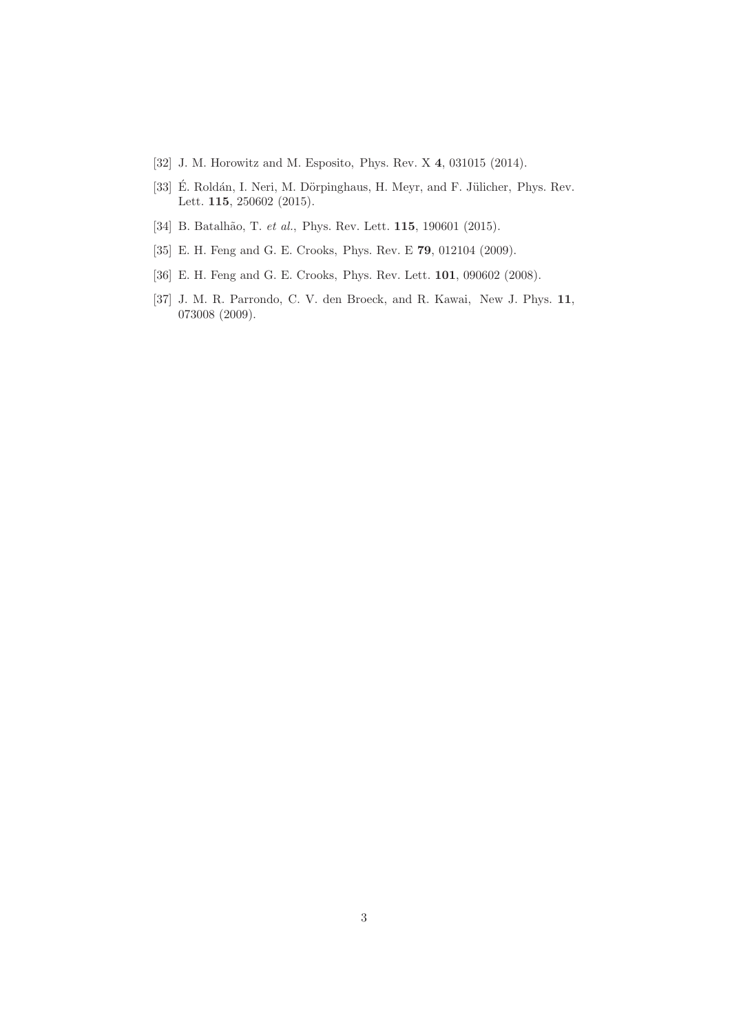[32] J. M. Horowitz and M. Esposito, Phys. Rev. X **4**, 031015 (2014).

[33] É. Roldán, I. Neri, M. Dörpinghaus, H. Meyr, and F. Jülicher, Phys. Rev. Lett. **115**, 250602 (2015).

[34] B. Batalhão, T. *et al.*, Phys. Rev. Lett. **115**, 190601 (2015).

[35] E. H. Feng and G. E. Crooks, Phys. Rev. E **79**, 012104 (2009).

[36] E. H. Feng and G. E. Crooks, Phys. Rev. Lett. **101**, 090602 (2008).

[37] J. M. R. Parrondo, C. V. den Broeck, and R. Kawai, New J. Phys. **11**, 073008 (2009).